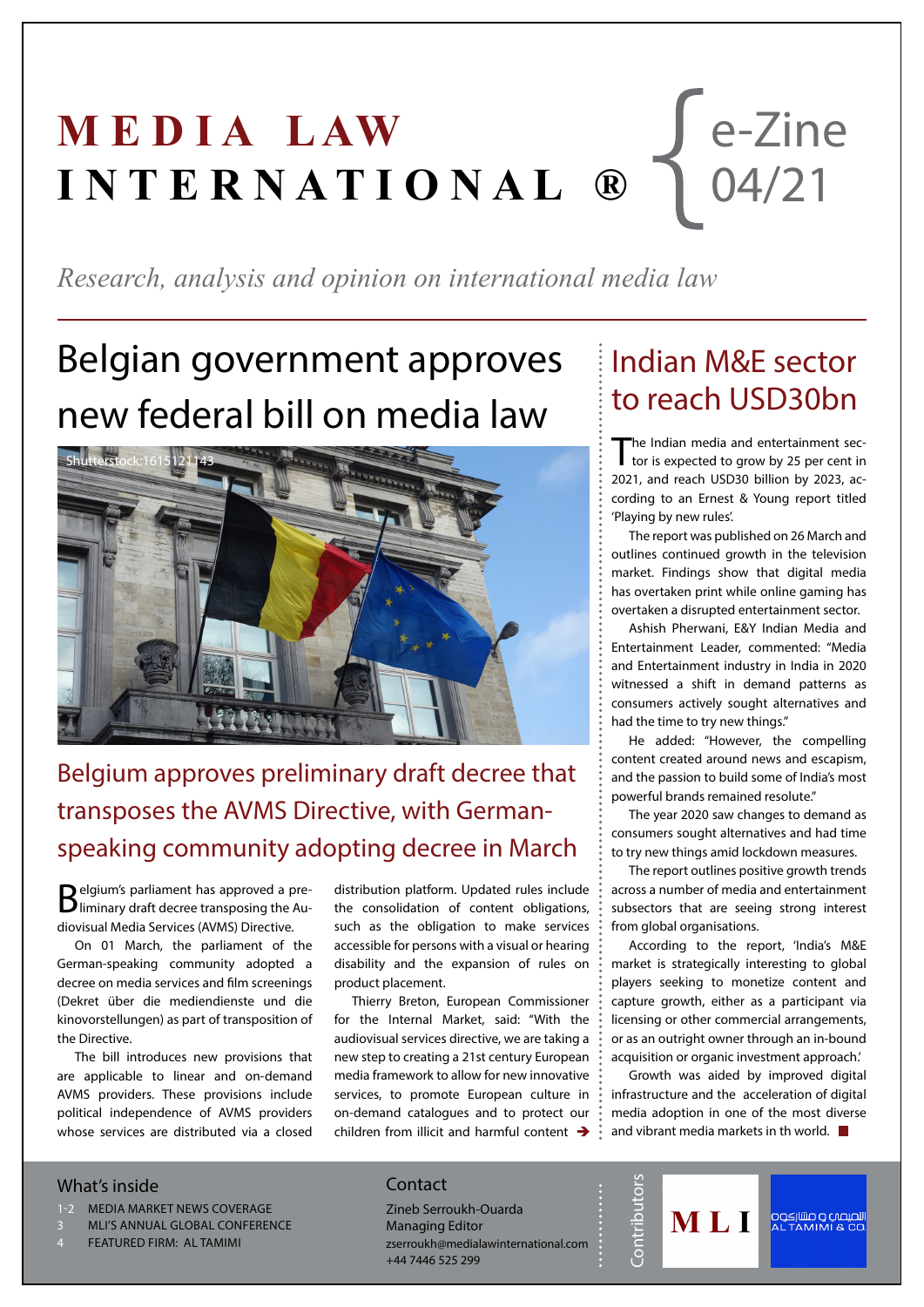# MEDIA LAW INTERNATIONAL ®

e-Zine 04/21

*Research, analysis and opinion on international media law*

## Belgian government approves new federal bill on media law

Shutterstock:1615121143

### Belgium approves preliminary draft decree that transposes the AVMS Directive, with German-speaking community adopting decree in March

Belgium's parliament has approved a preliminary draft decree transposing the Audiovisual Media Services (AVMS) Directive.

On 01 March, the parliament of the German-speaking community adopted a decree on media services and film screenings (Dekret über die mediendienste und die kinovorstellungen) as part of transposition of the Directive.

The bill introduces new provisions that are applicable to linear and on-demand AVMS providers. These provisions include political independence of AVMS providers whose services are distributed via a closed distribution platform. Updated rules include the consolidation of content obligations, such as the obligation to make services accessible for persons with a visual or hearing disability and the expansion of rules on product placement.

Thierry Breton, European Commissioner for the Internal Market, said: "With the audiovisual services directive, we are taking a new step to creating a 21st century European media framework to allow for new innovative services, to promote European culture in on-demand catalogues and to protect our children from illicit and harmful content ➔

## Indian M&E sector to reach USD30bn

The Indian media and entertainment sector is expected to grow by 25 per cent in 2021, and reach USD30 billion by 2023, according to an Ernest & Young report titled 'Playing by new rules'.

The report was published on 26 March and outlines continued growth in the television market. Findings show that digital media has overtaken print while online gaming has overtaken a disrupted entertainment sector.

Ashish Pherwani, E&Y Indian Media and Entertainment Leader, commented: "Media and Entertainment industry in India in 2020 witnessed a shift in demand patterns as consumers actively sought alternatives and had the time to try new things."

He added: "However, the compelling content created around news and escapism, and the passion to build some of India's most powerful brands remained resolute."

The year 2020 saw changes to demand as consumers sought alternatives and had time to try new things amid lockdown measures.

The report outlines positive growth trends across a number of media and entertainment subsectors that are seeing strong interest from global organisations.

According to the report, 'India's M&E market is strategically interesting to global players seeking to monetize content and capture growth, either as a participant via licensing or other commercial arrangements, or as an outright owner through an in-bound acquisition or organic investment approach.'

Growth was aided by improved digital infrastructure and the acceleration of digital media adoption in one of the most diverse and vibrant media markets in th world. ■

### What's inside

- 1-2 MEDIA MARKET NEWS COVERAGE
- 3 MLI'S ANNUAL GLOBAL CONFERENCE
- 4 FEATURED FIRM: AL TAMIMI

### Contact

Zineb Serroukh-Ouarda
Managing Editor
zserroukh@medialawinternational.com
+44 7446 525 299

Contributors

MLI

التميمي و مشاركوه
AL TAMIMI & CO.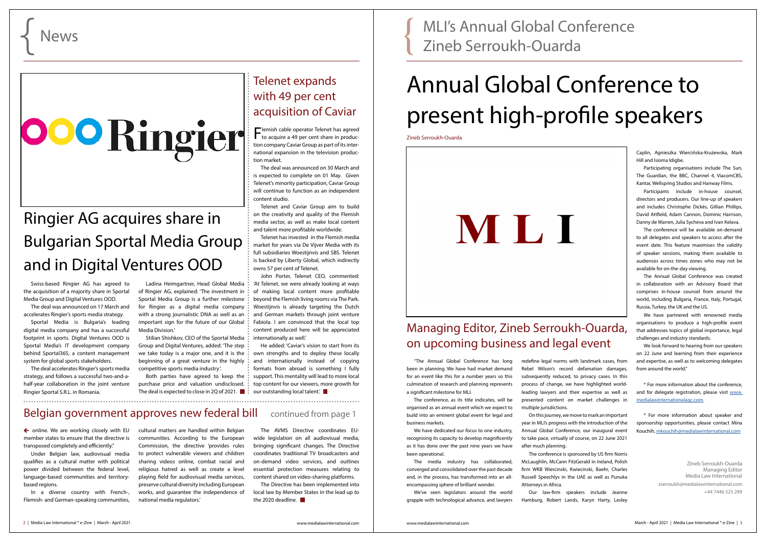# News

## Ringier AG acquires share in Bulgarian Sportal Media Group and in Digital Ventures OOD

Swiss-based Ringier AG has agreed to the acquisition of a majority share in Sportal Media Group and Digital Ventures OOD.

The deal was announced on 17 March and accelerates Ringier's sports media strategy.

Sportal Media is Bulgaria's leading digital media company and has a successful footprint in sports. Digital Ventures OOD is Sportal Media's IT development company behind Sportal365, a content management system for global sports stakeholders.

The deal accelerates Ringier's sports media strategy, and follows a successful two-and-a-half-year collaboration in the joint venture Ringier Sportal S.R.L. in Romania.

Ladina Heimgartner, Head Global Media of Ringier AG, explained: 'The investment in Sportal Media Group is a further milestone for Ringier as a digital media company with a strong journalistic DNA as well as an important sign for the future of our Global Media Division.'

Stilian Shishkov, CEO of the Sportal Media Group and Digital Ventures, added: 'The step we take today is a major one, and it is the beginning of a great venture in the highly competitive sports media industry'.

Both parties have agreed to keep the purchase price and valuation undisclosed. The deal is expected to close in 2Q of 2021.

## Telenet expands with 49 per cent acquisition of Caviar

Flemish cable operator Telenet has agreed to acquire a 49 per cent share in production company Caviar Group as part of its international expansion in the television production market.

The deal was announced on 30 March and is expected to complete on 01 May. Given Telenet's minority participation, Caviar Group will continue to function as an independent content studio.

Telenet and Caviar Group aim to build on the creativity and quality of the Flemish media sector, as well as make local content and talent more profitable worldwide.

Telenet has invested in the Flemish media market for years via De Vijver Media with its full subsidiaries Woestijnvis and SBS. Telenet is backed by Liberty Global, which indirectly owns 57 per cent of Telenet.

John Porter, Telenet CEO, commented: 'At Telenet, we were already looking at ways of making local content more profitable beyond the Flemish living rooms via The Park. Woestijnvis is already targeting the Dutch and German markets through joint venture Fabiola. I am convinced that the local top content produced here will be appreciated internationally as well.'

He added: 'Caviar's vision to start from its own strengths and to deploy these locally and internationally instead of copying formats from abroad is something I fully support. This mentality will lead to more local top content for our viewers, more growth for our outstanding local talent.'

## Belgian government approves new federal bill continued from page 1

online. We are working closely with EU member states to ensure that the directive is transposed completely and efficiently."

Under Belgian law, audiovisual media qualifies as a cultural matter with political power divided between the federal level, language-based communities and territory-based regions.

In a diverse country with French-, Flemish- and German-speaking communities, cultural matters are handled within Belgian communities. According to the European Commission, the directive 'provides rules to protect vulnerable viewers and children sharing videos online, combat racial and religious hatred as well as create a level playing field for audiovisual media services, preserve cultural diversity including European works, and guarantee the independence of national media regulators.'

The AVMS Directive coordinates EU-wide legislation on all audiovisual media, bringing significant changes. The Directive coordinates traditional TV broadcasters and on-demand video services, and outlines essential protection measures relating to content shared on video-sharing platforms.

The Directive has been implemented into local law by Member States in the lead up to the 2020 deadline.

# MLI's Annual Global Conference Zineb Serroukh-Ouarda

# Annual Global Conference to present high-profile speakers

Zineb Serroukh-Ouarda

MLI

## Managing Editor, Zineb Serroukh-Ouarda, on upcoming business and legal event

"The Annual Global Conference has long been in planning. We have had market demand for an event like this for a number years so this culmination of research and planning represents a significant milestone for MLI.

The conference, as its title indicates, will be organised as an annual event which we expect to build into an eminent global event for legal and business markets.

We have dedicated our focus to one industry, recognising its capacity to develop magnificently as it has done over the past nine years we have been operational.

The media industry has collaborated, converged and consolidated over the past decade and, in the process, has transformed into an all-encompassing sphere of brilliant wonder.

We've seen legislators around the world grapple with technological advance, and lawyers redefine legal norms with landmark cases, from Rebel Wilson's record defamation damages, subsequently reduced, to privacy cases. In this process of change, we have highlighted world-leading lawyers and their expertise as well as presented content on market challenges in multiple jurisdictions.

On this journey, we move to mark an important year in MLI's progress with the introduction of the Annual Global Conference, our inaugural event to take pace, virtually of course, on 22 June 2021 after much planning.

The conference is sponsored by US firm Norris McLaughlin, McCann FitzGerald in Ireland, Polish firm WKB Wiercinski, Kwiecinski, Baehr, Charles Russell Speechlys in the UAE as well as Punuka Attorneys in Africa.

Our law-firm speakers include Jeanne Hamburg, Robert Lands, Karyn Harty, Lesley Caplin, Agnieszka Wiercińska-Krużewska, Mark Hill and Isioma Idigbe.

Participating organisations include The Sun, The Guardian, the BBC, Channel 4, ViacomCBS, Kantar, Wellspring Studios and Hanway Films.

Participants include in-house counsel, directors and producers. Our line-up of speakers and includes Christophe Dickès, Gillian Phillips, David Attfield, Adam Cannon, Dominic Harrison, Danny de Warren, Julia Sycheva and Ivan Kelava.

The conference will be available on-demand to all delegates and speakers to access after the event date. This feature maximises the validity of speaker sessions, making them available to audiences across times zones who may not be available for on-the-day viewing.

The Annual Global Conference was created in collaboration with an Advisory Board that comprises in-house counsel from around the world, including Bulgaria, France, Italy, Portugal, Russia, Turkey, the UK and the US.

We have partnered with renowned media organisations to produce a high-profile event that addresses topics of global importance, legal challenges and industry standards.

We look forward to hearing from our speakers on 22 June and learning from their experience and expertise, as well as to welcoming delegates from around the world."

* For more information about the conference, and for delegate registration, please visit www.medialawinternationalagc.com.

* For more information about speaker and sponsorship opportunities, please contact Mina Kouchih, mkouchih@medialawinternational.com

Zineb Serroukh-Ouarda
Managing Editor
Media Law International
zserroukh@medialawinternational.com
+44 7446 525 299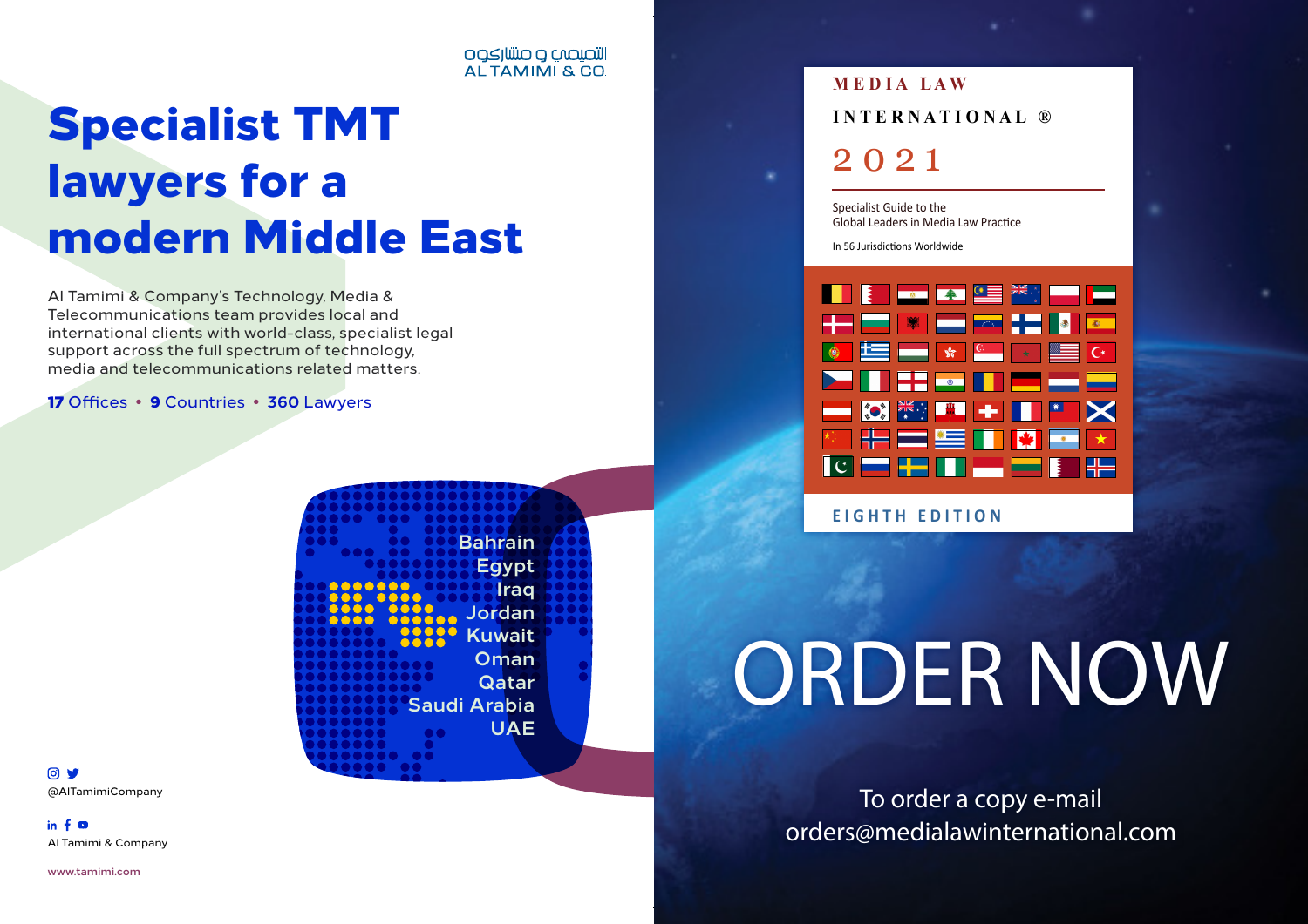التميمي و مشاركوه
AL TAMIMI & CO.

# Specialist TMT lawyers for a modern Middle East

Al Tamimi & Company's Technology, Media & Telecommunications team provides local and international clients with world-class, specialist legal support across the full spectrum of technology, media and telecommunications related matters.

**17** Offices • **9** Countries • **360** Lawyers

Bahrain
Egypt
Iraq
Jordan
Kuwait
Oman
Qatar
Saudi Arabia
UAE

@AlTamimiCompany

Al Tamimi & Company

www.tamimi.com

MEDIA LAW

INTERNATIONAL ®

2021

Specialist Guide to the
Global Leaders in Media Law Practice

In 56 Jurisdictions Worldwide

EIGHTH EDITION

# ORDER NOW

To order a copy e-mail
orders@medialawinternational.com